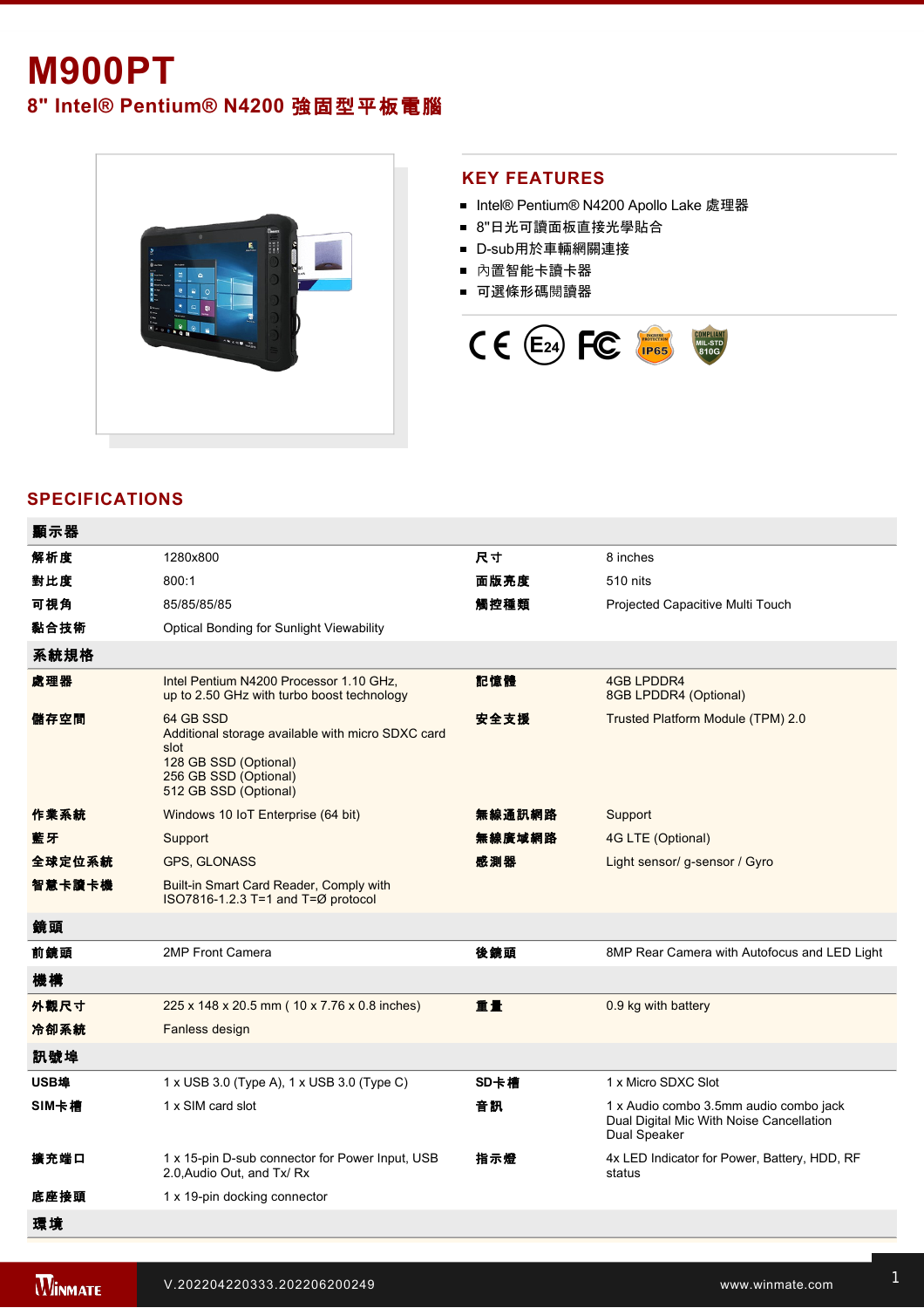# M900PT

## 8" Intel® Pentium® N4200 強固型平板電腦

## KEY FEATURES

- Intel® Pentium® N4200 Apollo Lake 處理器
- 8"日光可讀面板直接光學貼合
- D-sub用於車輛網關連接
- 內置智能卡讀卡器
- 可選條形碼閱讀器

## SPECIFICATIONS

| 顯示器 | | | |
|---|---|---|---|
| 解析度 | 1280x800 | 尺寸 | 8 inches |
| 對比度 | 800:1 | 面版亮度 | 510 nits |
| 可視角 | 85/85/85/85 | 觸控種類 | Projected Capacitive Multi Touch |
| 黏合技術 | Optical Bonding for Sunlight Viewability | | |
| **系統規格** | | | |
| 處理器 | Intel Pentium N4200 Processor 1.10 GHz, up to 2.50 GHz with turbo boost technology | 記憶體 | 4GB LPDDR4<br>8GB LPDDR4 (Optional) |
| 儲存空間 | 64 GB SSD<br>Additional storage available with micro SDXC card slot<br>128 GB SSD (Optional)<br>256 GB SSD (Optional)<br>512 GB SSD (Optional) | 安全支援 | Trusted Platform Module (TPM) 2.0 |
| 作業系統 | Windows 10 IoT Enterprise (64 bit) | 無線通訊網路 | Support |
| 藍牙 | Support | 無線廣域網路 | 4G LTE (Optional) |
| 全球定位系統 | GPS, GLONASS | 感測器 | Light sensor/ g-sensor / Gyro |
| 智慧卡讀卡機 | Built-in Smart Card Reader, Comply with ISO7816-1.2.3 T=1 and T=Ø protocol | | |
| **鏡頭** | | | |
| 前鏡頭 | 2MP Front Camera | 後鏡頭 | 8MP Rear Camera with Autofocus and LED Light |
| **機構** | | | |
| 外觀尺寸 | 225 x 148 x 20.5 mm ( 10 x 7.76 x 0.8 inches) | 重量 | 0.9 kg with battery |
| 冷卻系統 | Fanless design | | |
| **訊號埠** | | | |
| USB埠 | 1 x USB 3.0 (Type A), 1 x USB 3.0 (Type C) | SD卡槽 | 1 x Micro SDXC Slot |
| SIM卡槽 | 1 x SIM card slot | 音訊 | 1 x Audio combo 3.5mm audio combo jack<br>Dual Digital Mic With Noise Cancellation<br>Dual Speaker |
| 擴充端口 | 1 x 15-pin D-sub connector for Power Input, USB 2.0,Audio Out, and Tx/ Rx | 指示燈 | 4x LED Indicator for Power, Battery, HDD, RF status |
| 底座接頭 | 1 x 19-pin docking connector | | |
| **環境** | | | |

V.202204220333.202206200249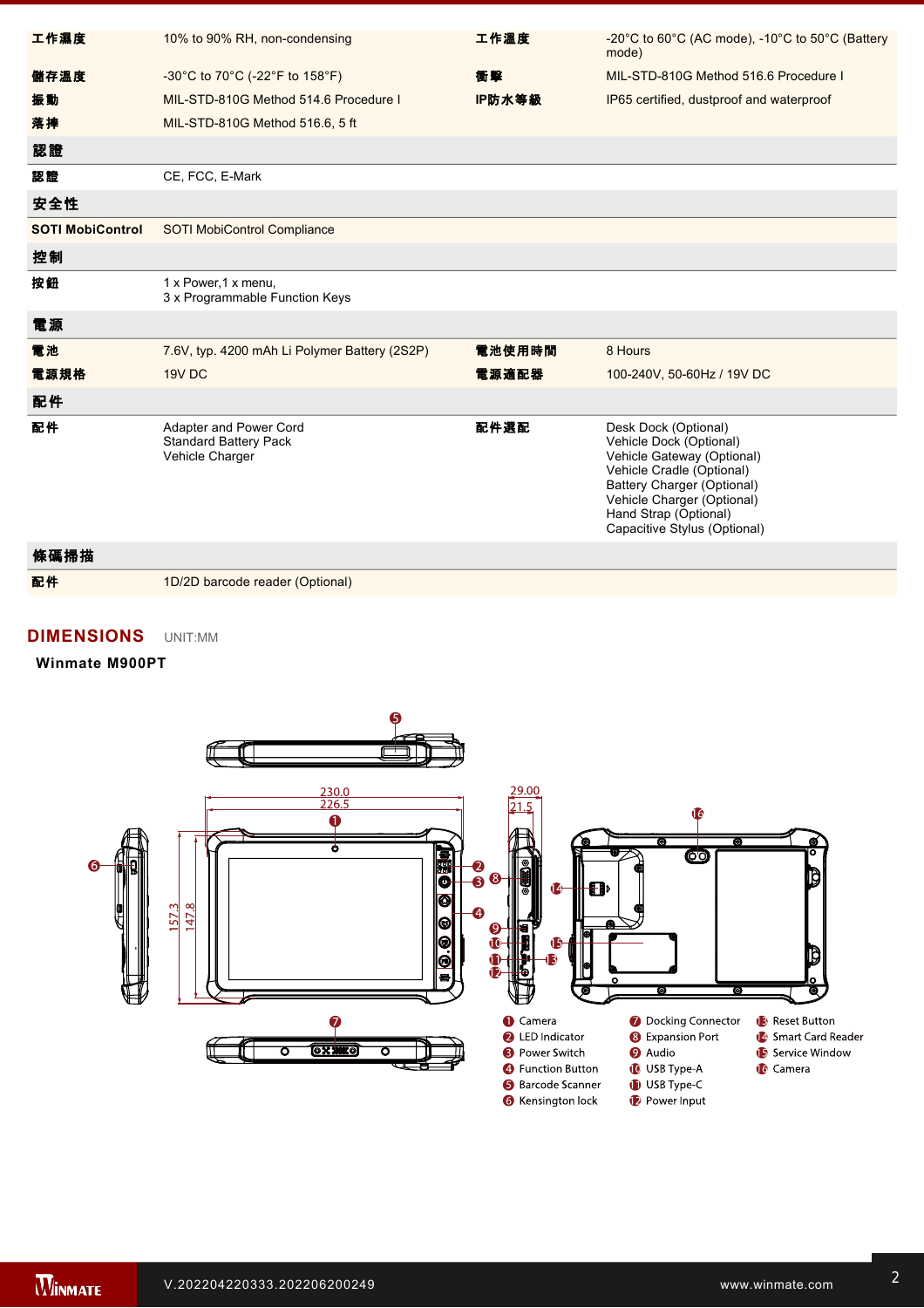| | | | |
|---|---|---|---|
| 工作濕度 | 10% to 90% RH, non-condensing | 工作溫度 | -20°C to 60°C (AC mode), -10°C to 50°C (Battery mode) |
| 儲存溫度 | -30°C to 70°C (-22°F to 158°F) | 衝擊 | MIL-STD-810G Method 516.6 Procedure I |
| 振動 | MIL-STD-810G Method 514.6 Procedure I | IP防水等級 | IP65 certified, dustproof and waterproof |
| 落摔 | MIL-STD-810G Method 516.6, 5 ft | | |

**認證**

| | |
|---|---|
| 認證 | CE, FCC, E-Mark |

**安全性**

| | |
|---|---|
| SOTI MobiControl | SOTI MobiControl Compliance |

**控制**

| | |
|---|---|
| 按鈕 | 1 x Power,1 x menu,<br>3 x Programmable Function Keys |

**電源**

| | | | |
|---|---|---|---|
| 電池 | 7.6V, typ. 4200 mAh Li Polymer Battery (2S2P) | 電池使用時間 | 8 Hours |
| 電源規格 | 19V DC | 電源適配器 | 100-240V, 50-60Hz / 19V DC |

**配件**

| | | | |
|---|---|---|---|
| 配件 | Adapter and Power Cord<br>Standard Battery Pack<br>Vehicle Charger | 配件選配 | Desk Dock (Optional)<br>Vehicle Dock (Optional)<br>Vehicle Gateway (Optional)<br>Vehicle Cradle (Optional)<br>Battery Charger (Optional)<br>Vehicle Charger (Optional)<br>Hand Strap (Optional)<br>Capacitive Stylus (Optional) |

**條碼掃描**

| | |
|---|---|
| 配件 | 1D/2D barcode reader (Optional) |

## DIMENSIONS UNIT:MM

**Winmate M900PT**

230.0, 226.5, 157.3, 147.8, 29.00, 21.5

1. Camera
2. LED Indicator
3. Power Switch
4. Function Button
5. Barcode Scanner
6. Kensington lock
7. Docking Connector
8. Expansion Port
9. Audio
10. USB Type-A
11. USB Type-C
12. Power Input
13. Reset Button
14. Smart Card Reader
15. Service Window
16. Camera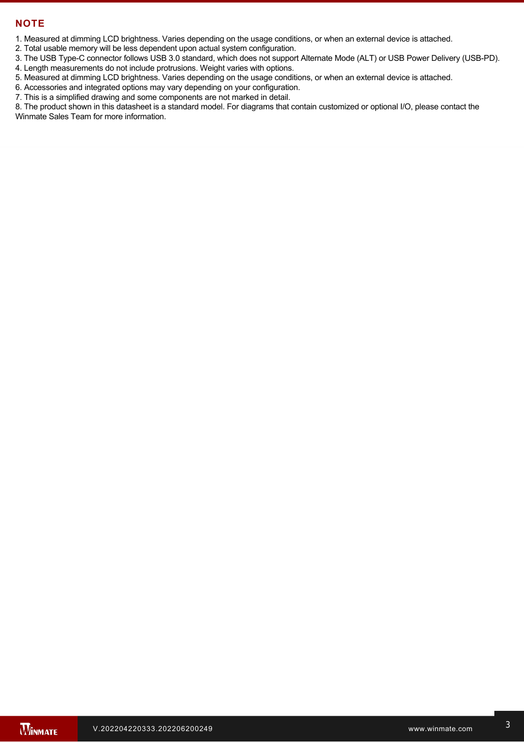## NOTE

1. Measured at dimming LCD brightness. Varies depending on the usage conditions, or when an external device is attached.
2. Total usable memory will be less dependent upon actual system configuration.
3. The USB Type-C connector follows USB 3.0 standard, which does not support Alternate Mode (ALT) or USB Power Delivery (USB-PD).
4. Length measurements do not include protrusions. Weight varies with options.
5. Measured at dimming LCD brightness. Varies depending on the usage conditions, or when an external device is attached.
6. Accessories and integrated options may vary depending on your configuration.
7. This is a simplified drawing and some components are not marked in detail.
8. The product shown in this datasheet is a standard model. For diagrams that contain customized or optional I/O, please contact the Winmate Sales Team for more information.